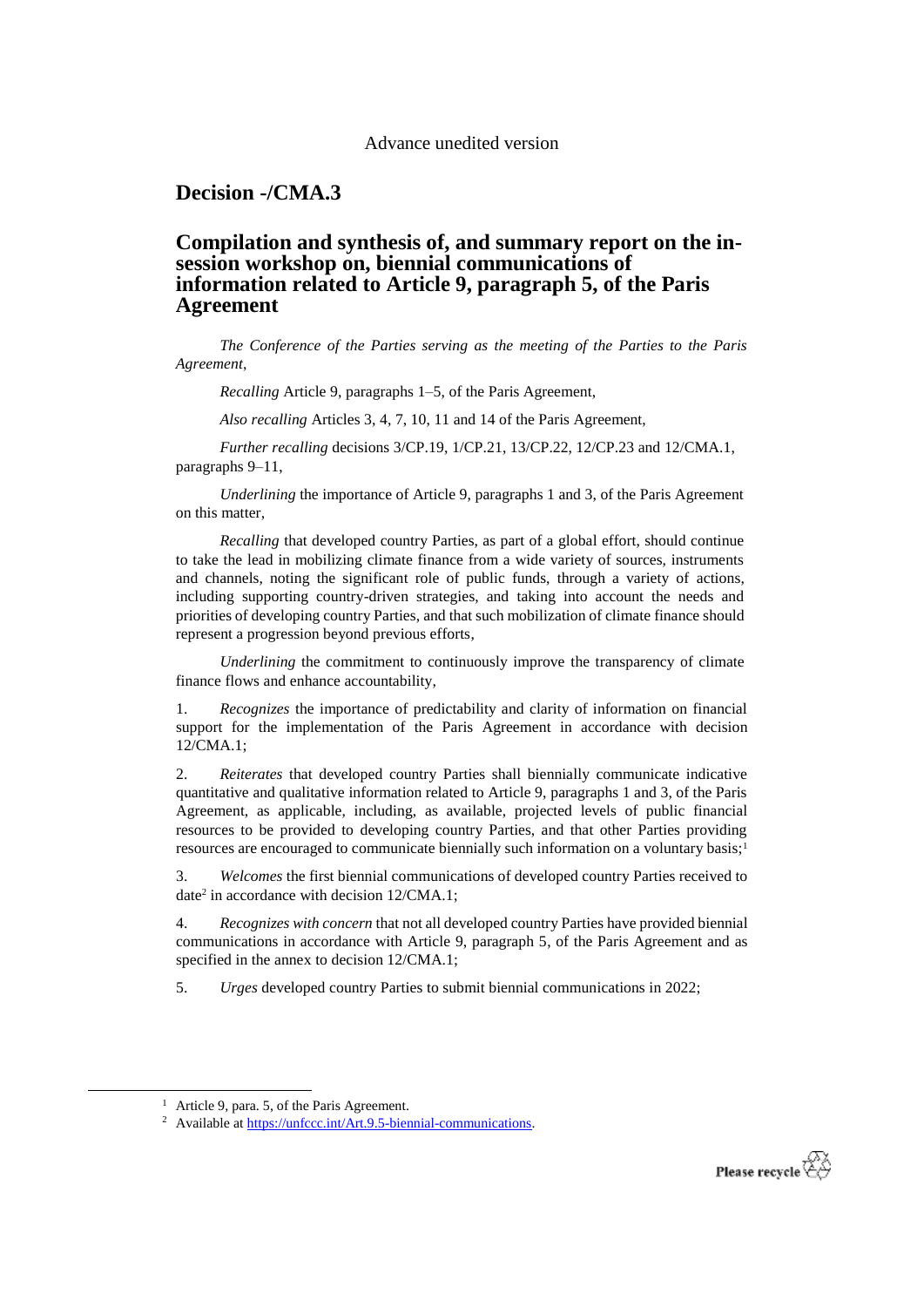Advance unedited version

# Decision -/CMA.3

## Compilation and synthesis of, and summary report on the in-session workshop on, biennial communications of information related to Article 9, paragraph 5, of the Paris Agreement

*The Conference of the Parties serving as the meeting of the Parties to the Paris Agreement*,

*Recalling* Article 9, paragraphs 1–5, of the Paris Agreement,

*Also recalling* Articles 3, 4, 7, 10, 11 and 14 of the Paris Agreement,

*Further recalling* decisions 3/CP.19, 1/CP.21, 13/CP.22, 12/CP.23 and 12/CMA.1, paragraphs 9–11,

*Underlining* the importance of Article 9, paragraphs 1 and 3, of the Paris Agreement on this matter,

*Recalling* that developed country Parties, as part of a global effort, should continue to take the lead in mobilizing climate finance from a wide variety of sources, instruments and channels, noting the significant role of public funds, through a variety of actions, including supporting country-driven strategies, and taking into account the needs and priorities of developing country Parties, and that such mobilization of climate finance should represent a progression beyond previous efforts,

*Underlining* the commitment to continuously improve the transparency of climate finance flows and enhance accountability,

1. *Recognizes* the importance of predictability and clarity of information on financial support for the implementation of the Paris Agreement in accordance with decision 12/CMA.1;

2. *Reiterates* that developed country Parties shall biennially communicate indicative quantitative and qualitative information related to Article 9, paragraphs 1 and 3, of the Paris Agreement, as applicable, including, as available, projected levels of public financial resources to be provided to developing country Parties, and that other Parties providing resources are encouraged to communicate biennially such information on a voluntary basis;[1]

3. *Welcomes* the first biennial communications of developed country Parties received to date[2] in accordance with decision 12/CMA.1;

4. *Recognizes with concern* that not all developed country Parties have provided biennial communications in accordance with Article 9, paragraph 5, of the Paris Agreement and as specified in the annex to decision 12/CMA.1;

5. *Urges* developed country Parties to submit biennial communications in 2022;

---

[1] Article 9, para. 5, of the Paris Agreement.

[2] Available at https://unfccc.int/Art.9.5-biennial-communications.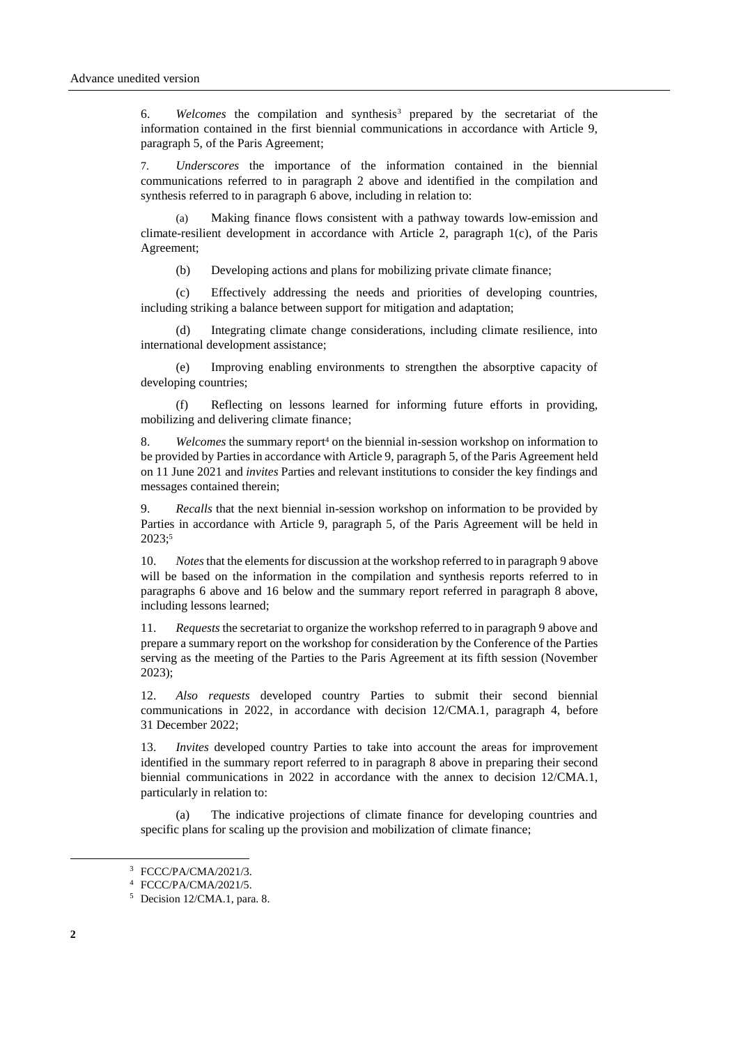6. *Welcomes* the compilation and synthesis[3] prepared by the secretariat of the information contained in the first biennial communications in accordance with Article 9, paragraph 5, of the Paris Agreement;

7. *Underscores* the importance of the information contained in the biennial communications referred to in paragraph 2 above and identified in the compilation and synthesis referred to in paragraph 6 above, including in relation to:

(a) Making finance flows consistent with a pathway towards low-emission and climate-resilient development in accordance with Article 2, paragraph 1(c), of the Paris Agreement;

(b) Developing actions and plans for mobilizing private climate finance;

(c) Effectively addressing the needs and priorities of developing countries, including striking a balance between support for mitigation and adaptation;

(d) Integrating climate change considerations, including climate resilience, into international development assistance;

(e) Improving enabling environments to strengthen the absorptive capacity of developing countries;

(f) Reflecting on lessons learned for informing future efforts in providing, mobilizing and delivering climate finance;

8. *Welcomes* the summary report[4] on the biennial in-session workshop on information to be provided by Parties in accordance with Article 9, paragraph 5, of the Paris Agreement held on 11 June 2021 and *invites* Parties and relevant institutions to consider the key findings and messages contained therein;

9. *Recalls* that the next biennial in-session workshop on information to be provided by Parties in accordance with Article 9, paragraph 5, of the Paris Agreement will be held in 2023;[5]

10. *Notes* that the elements for discussion at the workshop referred to in paragraph 9 above will be based on the information in the compilation and synthesis reports referred to in paragraphs 6 above and 16 below and the summary report referred in paragraph 8 above, including lessons learned;

11. *Requests* the secretariat to organize the workshop referred to in paragraph 9 above and prepare a summary report on the workshop for consideration by the Conference of the Parties serving as the meeting of the Parties to the Paris Agreement at its fifth session (November 2023);

12. *Also requests* developed country Parties to submit their second biennial communications in 2022, in accordance with decision 12/CMA.1, paragraph 4, before 31 December 2022;

13. *Invites* developed country Parties to take into account the areas for improvement identified in the summary report referred to in paragraph 8 above in preparing their second biennial communications in 2022 in accordance with the annex to decision 12/CMA.1, particularly in relation to:

(a) The indicative projections of climate finance for developing countries and specific plans for scaling up the provision and mobilization of climate finance;

---

[3] FCCC/PA/CMA/2021/3.

[4] FCCC/PA/CMA/2021/5.

[5] Decision 12/CMA.1, para. 8.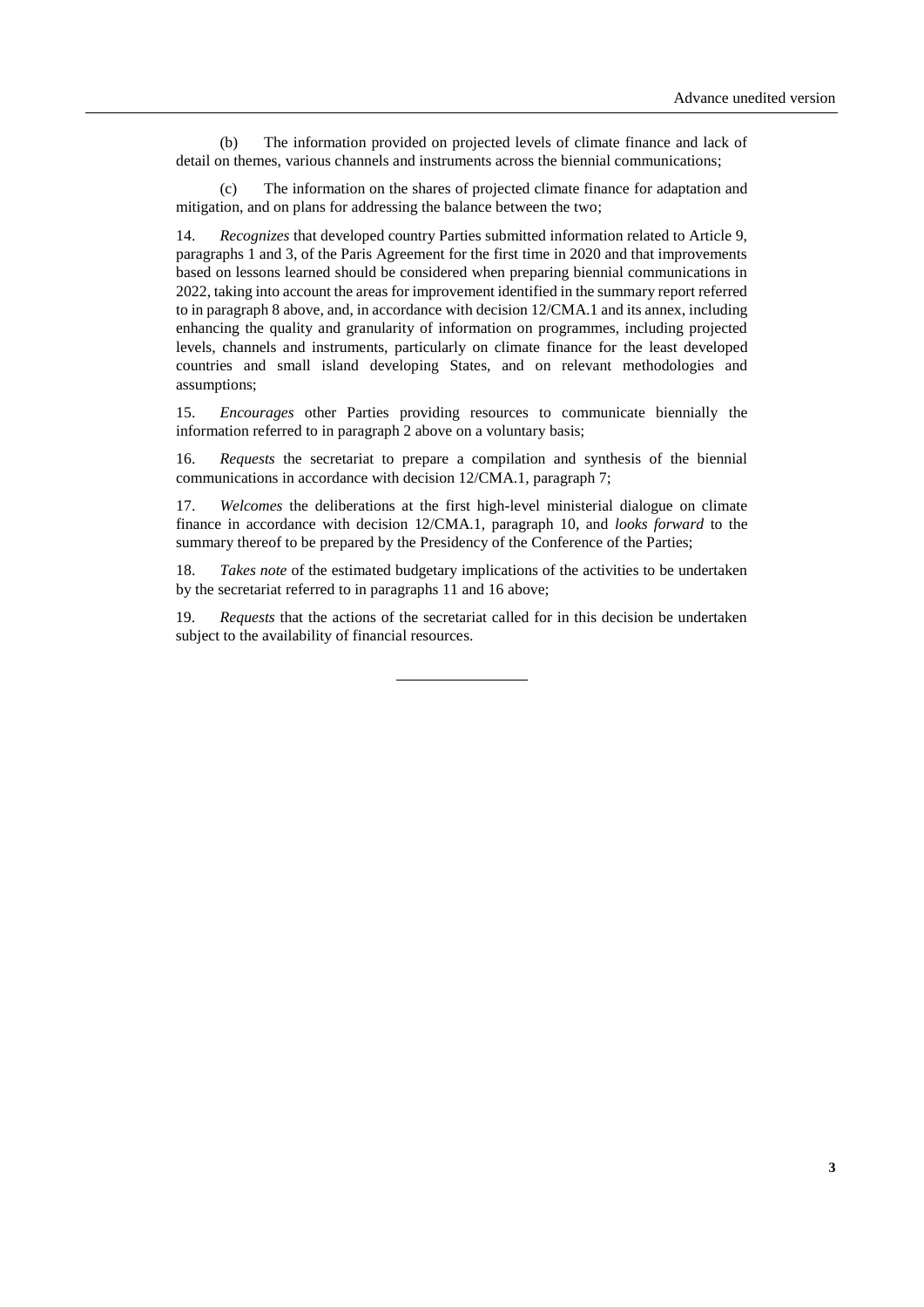(b) The information provided on projected levels of climate finance and lack of detail on themes, various channels and instruments across the biennial communications;

(c) The information on the shares of projected climate finance for adaptation and mitigation, and on plans for addressing the balance between the two;

14. *Recognizes* that developed country Parties submitted information related to Article 9, paragraphs 1 and 3, of the Paris Agreement for the first time in 2020 and that improvements based on lessons learned should be considered when preparing biennial communications in 2022, taking into account the areas for improvement identified in the summary report referred to in paragraph 8 above, and, in accordance with decision 12/CMA.1 and its annex, including enhancing the quality and granularity of information on programmes, including projected levels, channels and instruments, particularly on climate finance for the least developed countries and small island developing States, and on relevant methodologies and assumptions;

15. *Encourages* other Parties providing resources to communicate biennially the information referred to in paragraph 2 above on a voluntary basis;

16. *Requests* the secretariat to prepare a compilation and synthesis of the biennial communications in accordance with decision 12/CMA.1, paragraph 7;

17. *Welcomes* the deliberations at the first high-level ministerial dialogue on climate finance in accordance with decision 12/CMA.1, paragraph 10, and *looks forward* to the summary thereof to be prepared by the Presidency of the Conference of the Parties;

18. *Takes note* of the estimated budgetary implications of the activities to be undertaken by the secretariat referred to in paragraphs 11 and 16 above;

19. *Requests* that the actions of the secretariat called for in this decision be undertaken subject to the availability of financial resources.